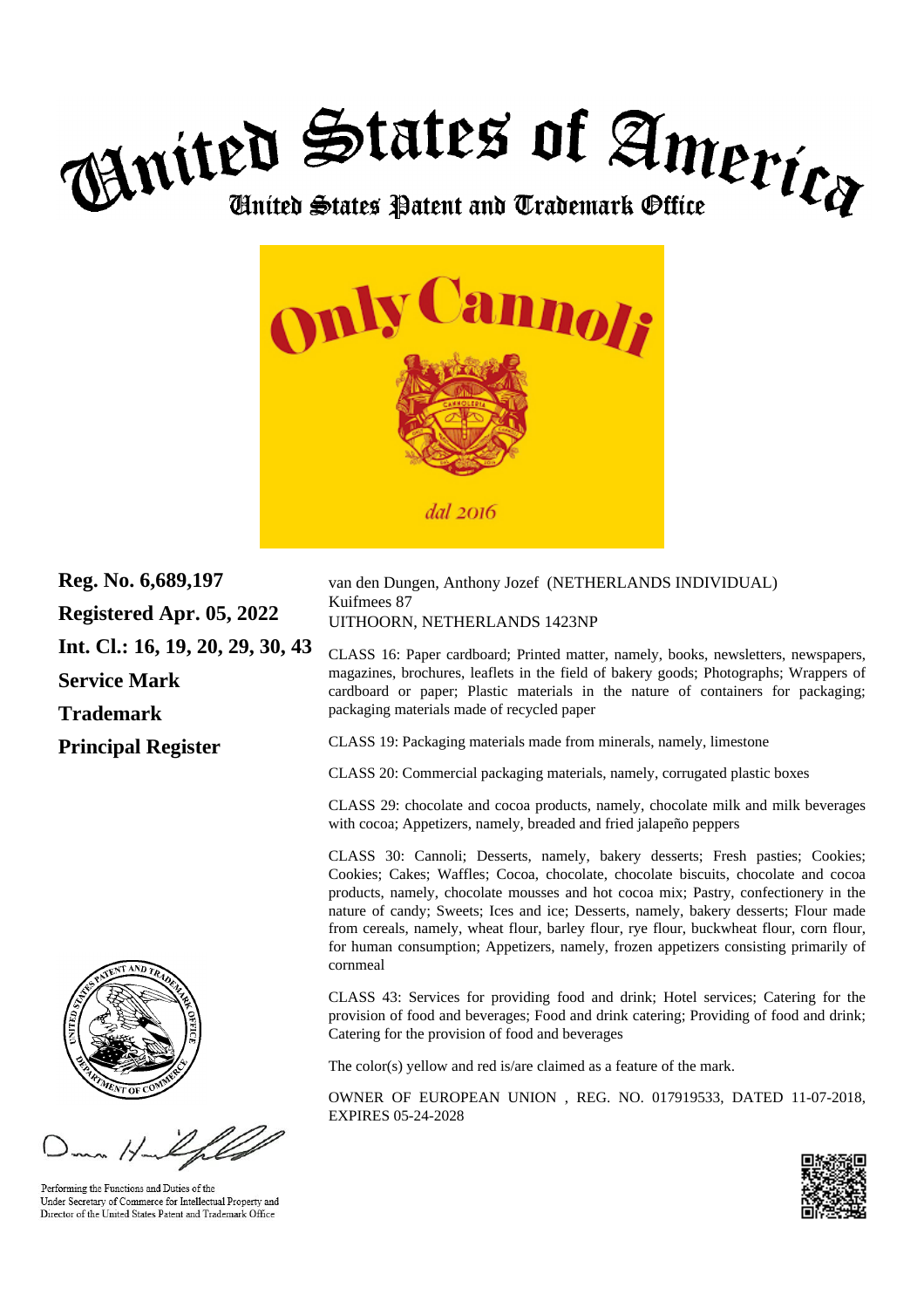# United States of America

## United States Patent and Trademark Office

Only Cannoli

dal 2016

**Reg. No. 6,689,197**

**Registered Apr. 05, 2022**

**Int. Cl.: 16, 19, 20, 29, 30, 43**

**Service Mark**

**Trademark**

**Principal Register**

van den Dungen, Anthony Jozef (NETHERLANDS INDIVIDUAL)
Kuifmees 87
UITHOORN, NETHERLANDS 1423NP

CLASS 16: Paper cardboard; Printed matter, namely, books, newsletters, newspapers, magazines, brochures, leaflets in the field of bakery goods; Photographs; Wrappers of cardboard or paper; Plastic materials in the nature of containers for packaging; packaging materials made of recycled paper

CLASS 19: Packaging materials made from minerals, namely, limestone

CLASS 20: Commercial packaging materials, namely, corrugated plastic boxes

CLASS 29: chocolate and cocoa products, namely, chocolate milk and milk beverages with cocoa; Appetizers, namely, breaded and fried jalapeño peppers

CLASS 30: Cannoli; Desserts, namely, bakery desserts; Fresh pasties; Cookies; Cookies; Cakes; Waffles; Cocoa, chocolate, chocolate biscuits, chocolate and cocoa products, namely, chocolate mousses and hot cocoa mix; Pastry, confectionery in the nature of candy; Sweets; Ices and ice; Desserts, namely, bakery desserts; Flour made from cereals, namely, wheat flour, barley flour, rye flour, buckwheat flour, corn flour, for human consumption; Appetizers, namely, frozen appetizers consisting primarily of cornmeal

CLASS 43: Services for providing food and drink; Hotel services; Catering for the provision of food and beverages; Food and drink catering; Providing of food and drink; Catering for the provision of food and beverages

The color(s) yellow and red is/are claimed as a feature of the mark.

OWNER OF EUROPEAN UNION , REG. NO. 017919533, DATED 11-07-2018, EXPIRES 05-24-2028

Performing the Functions and Duties of the
Under Secretary of Commerce for Intellectual Property and
Director of the United States Patent and Trademark Office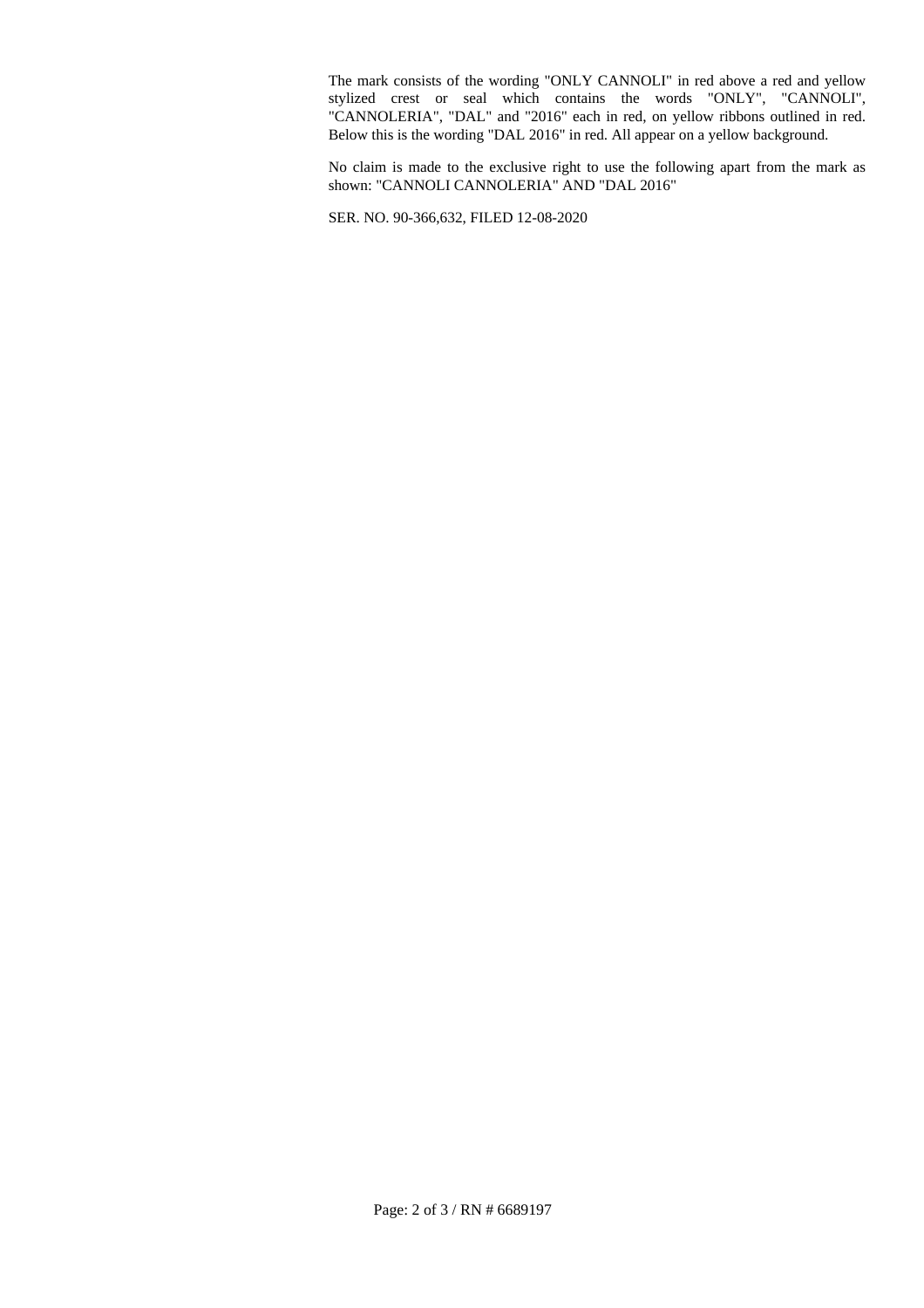The mark consists of the wording "ONLY CANNOLI" in red above a red and yellow stylized crest or seal which contains the words "ONLY", "CANNOLI", "CANNOLERIA", "DAL" and "2016" each in red, on yellow ribbons outlined in red. Below this is the wording "DAL 2016" in red. All appear on a yellow background.

No claim is made to the exclusive right to use the following apart from the mark as shown: "CANNOLI CANNOLERIA" AND "DAL 2016"

SER. NO. 90-366,632, FILED 12-08-2020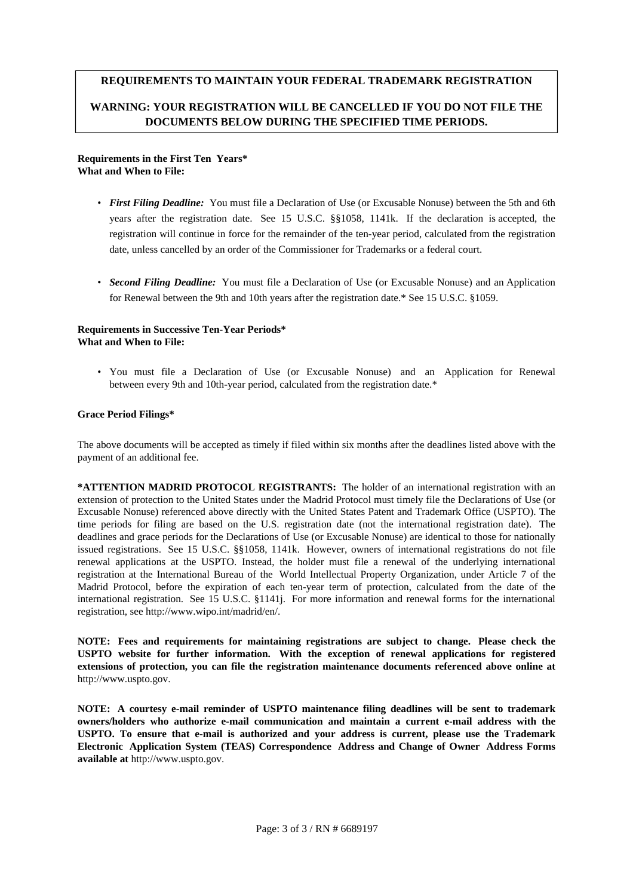**REQUIREMENTS TO MAINTAIN YOUR FEDERAL TRADEMARK REGISTRATION**

**WARNING: YOUR REGISTRATION WILL BE CANCELLED IF YOU DO NOT FILE THE DOCUMENTS BELOW DURING THE SPECIFIED TIME PERIODS.**

**Requirements in the First Ten Years***
**What and When to File:**

- ***First Filing Deadline:*** You must file a Declaration of Use (or Excusable Nonuse) between the 5th and 6th years after the registration date. See 15 U.S.C. §§1058, 1141k. If the declaration is accepted, the registration will continue in force for the remainder of the ten-year period, calculated from the registration date, unless cancelled by an order of the Commissioner for Trademarks or a federal court.

- ***Second Filing Deadline:*** You must file a Declaration of Use (or Excusable Nonuse) and an Application for Renewal between the 9th and 10th years after the registration date.* See 15 U.S.C. §1059.

**Requirements in Successive Ten-Year Periods***
**What and When to File:**

- You must file a Declaration of Use (or Excusable Nonuse) and an Application for Renewal between every 9th and 10th-year period, calculated from the registration date.*

**Grace Period Filings***

The above documents will be accepted as timely if filed within six months after the deadlines listed above with the payment of an additional fee.

***ATTENTION MADRID PROTOCOL REGISTRANTS:** The holder of an international registration with an extension of protection to the United States under the Madrid Protocol must timely file the Declarations of Use (or Excusable Nonuse) referenced above directly with the United States Patent and Trademark Office (USPTO). The time periods for filing are based on the U.S. registration date (not the international registration date). The deadlines and grace periods for the Declarations of Use (or Excusable Nonuse) are identical to those for nationally issued registrations. See 15 U.S.C. §§1058, 1141k. However, owners of international registrations do not file renewal applications at the USPTO. Instead, the holder must file a renewal of the underlying international registration at the International Bureau of the World Intellectual Property Organization, under Article 7 of the Madrid Protocol, before the expiration of each ten-year term of protection, calculated from the date of the international registration. See 15 U.S.C. §1141j. For more information and renewal forms for the international registration, see http://www.wipo.int/madrid/en/.

**NOTE: Fees and requirements for maintaining registrations are subject to change. Please check the USPTO website for further information. With the exception of renewal applications for registered extensions of protection, you can file the registration maintenance documents referenced above online at** http://www.uspto.gov.

**NOTE: A courtesy e-mail reminder of USPTO maintenance filing deadlines will be sent to trademark owners/holders who authorize e-mail communication and maintain a current e-mail address with the USPTO. To ensure that e-mail is authorized and your address is current, please use the Trademark Electronic Application System (TEAS) Correspondence Address and Change of Owner Address Forms available at** http://www.uspto.gov.